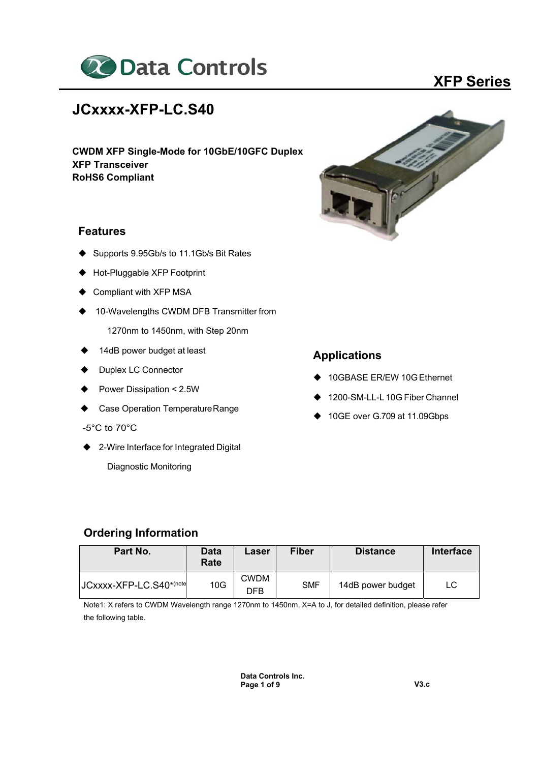# JCxxxx-XFP-LC.S40

**CWDM XFP Single-Mode for 10GbE/10GFC Duplex XFP Transceiver**
**RoHS6 Compliant**

## Features

- Supports 9.95Gb/s to 11.1Gb/s Bit Rates
- Hot-Pluggable XFP Footprint
- Compliant with XFP MSA
- 10-Wavelengths CWDM DFB Transmitter from 1270nm to 1450nm, with Step 20nm
- 14dB power budget at least
- Duplex LC Connector
- Power Dissipation < 2.5W
- Case Operation Temperature Range -5°C to 70°C
- 2-Wire Interface for Integrated Digital Diagnostic Monitoring

## Applications

- 10GBASE ER/EW 10G Ethernet
- 1200-SM-LL-L 10G Fiber Channel
- 10GE over G.709 at 11.09Gbps

## Ordering Information

| Part No. | Data Rate | Laser | Fiber | Distance | Interface |
|---|---|---|---|---|---|
| JCxxxx-XFP-LC.S40*(note | 10G | CWDM DFB | SMF | 14dB power budget | LC |

Note1: X refers to CWDM Wavelength range 1270nm to 1450nm, X=A to J, for detailed definition, please refer the following table.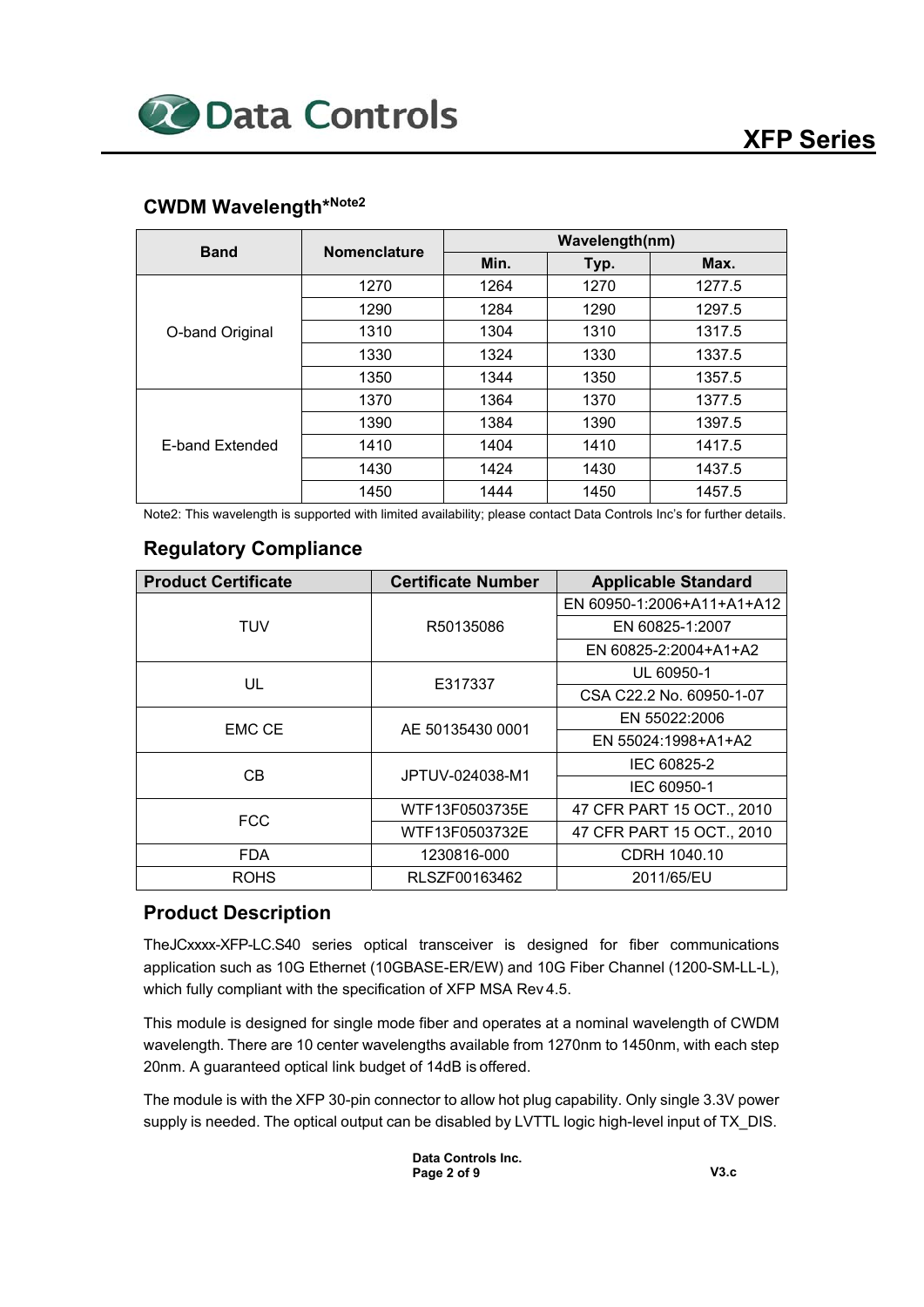## CWDM Wavelength*Note2

| Band | Nomenclature | Wavelength(nm) | | |
|---|---|---|---|---|
| | | Min. | Typ. | Max. |
| O-band Original | 1270 | 1264 | 1270 | 1277.5 |
| | 1290 | 1284 | 1290 | 1297.5 |
| | 1310 | 1304 | 1310 | 1317.5 |
| | 1330 | 1324 | 1330 | 1337.5 |
| | 1350 | 1344 | 1350 | 1357.5 |
| E-band Extended | 1370 | 1364 | 1370 | 1377.5 |
| | 1390 | 1384 | 1390 | 1397.5 |
| | 1410 | 1404 | 1410 | 1417.5 |
| | 1430 | 1424 | 1430 | 1437.5 |
| | 1450 | 1444 | 1450 | 1457.5 |

Note2: This wavelength is supported with limited availability; please contact Data Controls Inc's for further details.

## Regulatory Compliance

| Product Certificate | Certificate Number | Applicable Standard |
|---|---|---|
| TUV | R50135086 | EN 60950-1:2006+A11+A1+A12 |
| | | EN 60825-1:2007 |
| | | EN 60825-2:2004+A1+A2 |
| UL | E317337 | UL 60950-1 |
| | | CSA C22.2 No. 60950-1-07 |
| EMC CE | AE 50135430 0001 | EN 55022:2006 |
| | | EN 55024:1998+A1+A2 |
| CB | JPTUV-024038-M1 | IEC 60825-2 |
| | | IEC 60950-1 |
| FCC | WTF13F0503735E | 47 CFR PART 15 OCT., 2010 |
| | WTF13F0503732E | 47 CFR PART 15 OCT., 2010 |
| FDA | 1230816-000 | CDRH 1040.10 |
| ROHS | RLSZF00163462 | 2011/65/EU |

## Product Description

TheJCxxxx-XFP-LC.S40 series optical transceiver is designed for fiber communications application such as 10G Ethernet (10GBASE-ER/EW) and 10G Fiber Channel (1200-SM-LL-L), which fully compliant with the specification of XFP MSA Rev 4.5.

This module is designed for single mode fiber and operates at a nominal wavelength of CWDM wavelength. There are 10 center wavelengths available from 1270nm to 1450nm, with each step 20nm. A guaranteed optical link budget of 14dB is offered.

The module is with the XFP 30-pin connector to allow hot plug capability. Only single 3.3V power supply is needed. The optical output can be disabled by LVTTL logic high-level input of TX_DIS.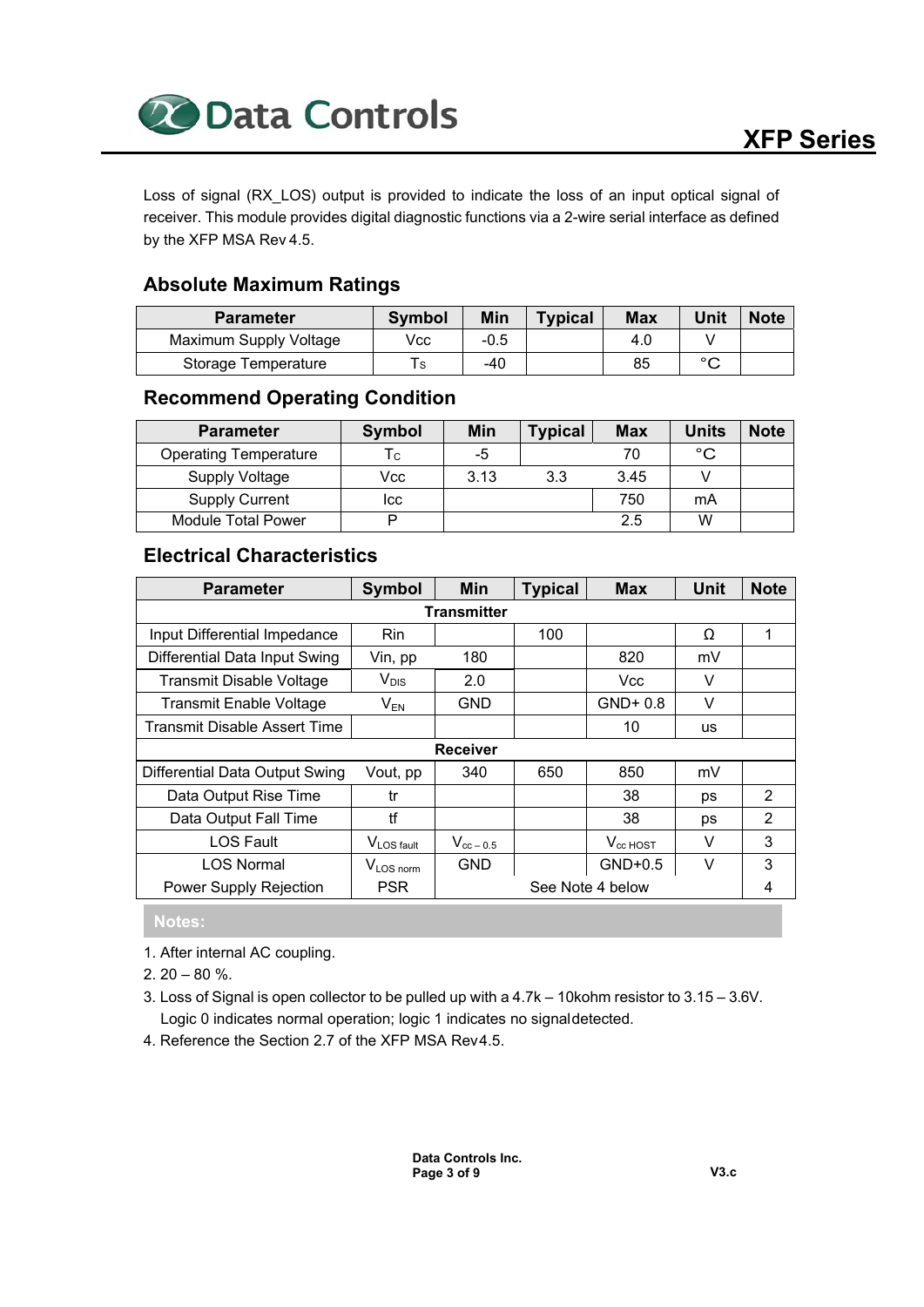Loss of signal (RX_LOS) output is provided to indicate the loss of an input optical signal of receiver. This module provides digital diagnostic functions via a 2-wire serial interface as defined by the XFP MSA Rev 4.5.

## Absolute Maximum Ratings

| Parameter | Symbol | Min | Typical | Max | Unit | Note |
|---|---|---|---|---|---|---|
| Maximum Supply Voltage | Vcc | -0.5 | | 4.0 | V | |
| Storage Temperature | $T_S$ | -40 | | 85 | °C | |

## Recommend Operating Condition

| Parameter | Symbol | Min | Typical | Max | Units | Note |
|---|---|---|---|---|---|---|
| Operating Temperature | $T_C$ | -5 | | 70 | °C | |
| Supply Voltage | Vcc | 3.13 | 3.3 | 3.45 | V | |
| Supply Current | Icc | | | 750 | mA | |
| Module Total Power | P | | | 2.5 | W | |

## Electrical Characteristics

| Parameter | Symbol | Min | Typical | Max | Unit | Note |
|---|---|---|---|---|---|---|
| **Transmitter** | | | | | | |
| Input Differential Impedance | Rin | | 100 | | Ω | 1 |
| Differential Data Input Swing | Vin, pp | 180 | | 820 | mV | |
| Transmit Disable Voltage | $V_{DIS}$ | 2.0 | | Vcc | V | |
| Transmit Enable Voltage | $V_{EN}$ | GND | | GND+ 0.8 | V | |
| Transmit Disable Assert Time | | | | 10 | us | |
| **Receiver** | | | | | | |
| Differential Data Output Swing | Vout, pp | 340 | 650 | 850 | mV | |
| Data Output Rise Time | tr | | | 38 | ps | 2 |
| Data Output Fall Time | tf | | | 38 | ps | 2 |
| LOS Fault | $V_{LOS\ fault}$ | $V_{cc-0.5}$ | | $V_{cc\ HOST}$ | V | 3 |
| LOS Normal | $V_{LOS\ norm}$ | GND | | GND+0.5 | V | 3 |
| Power Supply Rejection | PSR | See Note 4 below | | | | 4 |

**Notes:**

1. After internal AC coupling.
2. 20 – 80 %.
3. Loss of Signal is open collector to be pulled up with a 4.7k – 10kohm resistor to 3.15 – 3.6V. Logic 0 indicates normal operation; logic 1 indicates no signal detected.
4. Reference the Section 2.7 of the XFP MSA Rev4.5.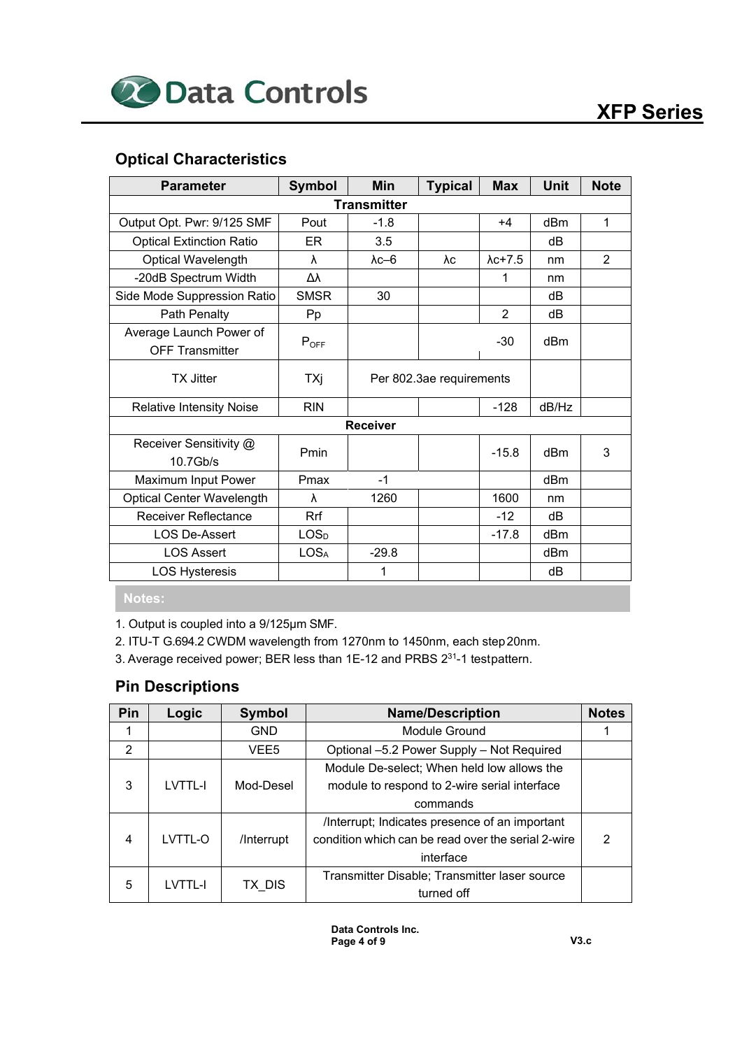## Optical Characteristics

| Parameter | Symbol | Min | Typical | Max | Unit | Note |
|---|---|---|---|---|---|---|
| **Transmitter** | | | | | | |
| Output Opt. Pwr: 9/125 SMF | Pout | -1.8 | | +4 | dBm | 1 |
| Optical Extinction Ratio | ER | 3.5 | | | dB | |
| Optical Wavelength | λ | λc–6 | λc | λc+7.5 | nm | 2 |
| -20dB Spectrum Width | Δλ | | | 1 | nm | |
| Side Mode Suppression Ratio | SMSR | 30 | | | dB | |
| Path Penalty | Pp | | | 2 | dB | |
| Average Launch Power of OFF Transmitter | $P_{OFF}$ | | | -30 | dBm | |
| TX Jitter | TXj | Per 802.3ae requirements | | | | |
| Relative Intensity Noise | RIN | | | -128 | dB/Hz | |
| **Receiver** | | | | | | |
| Receiver Sensitivity @ 10.7Gb/s | Pmin | | | -15.8 | dBm | 3 |
| Maximum Input Power | Pmax | -1 | | | dBm | |
| Optical Center Wavelength | λ | 1260 | | 1600 | nm | |
| Receiver Reflectance | Rrf | | | -12 | dB | |
| LOS De-Assert | $LOS_D$ | | | -17.8 | dBm | |
| LOS Assert | $LOS_A$ | -29.8 | | | dBm | |
| LOS Hysteresis | | 1 | | | dB | |

**Notes:**

1. Output is coupled into a 9/125μm SMF.
2. ITU-T G.694.2 CWDM wavelength from 1270nm to 1450nm, each step 20nm.
3. Average received power; BER less than 1E-12 and PRBS $2^{31}$-1 testpattern.

## Pin Descriptions

| Pin | Logic | Symbol | Name/Description | Notes |
|---|---|---|---|---|
| 1 | | GND | Module Ground | 1 |
| 2 | | VEE5 | Optional –5.2 Power Supply – Not Required | |
| 3 | LVTTL-I | Mod-Desel | Module De-select; When held low allows the module to respond to 2-wire serial interface commands | |
| 4 | LVTTL-O | /Interrupt | /Interrupt; Indicates presence of an important condition which can be read over the serial 2-wire interface | 2 |
| 5 | LVTTL-I | TX_DIS | Transmitter Disable; Transmitter laser source turned off | |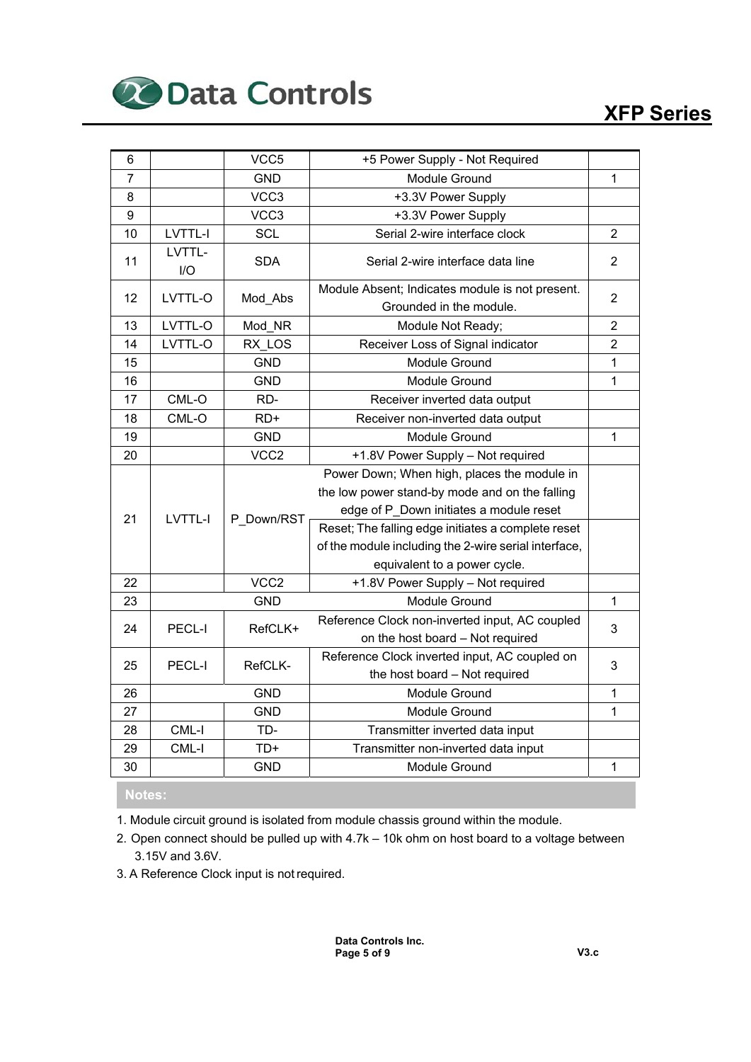| | | | | |
|---|---|---|---|---|
| 6 | | VCC5 | +5 Power Supply - Not Required | |
| 7 | | GND | Module Ground | 1 |
| 8 | | VCC3 | +3.3V Power Supply | |
| 9 | | VCC3 | +3.3V Power Supply | |
| 10 | LVTTL-I | SCL | Serial 2-wire interface clock | 2 |
| 11 | LVTTL-I/O | SDA | Serial 2-wire interface data line | 2 |
| 12 | LVTTL-O | Mod_Abs | Module Absent; Indicates module is not present. Grounded in the module. | 2 |
| 13 | LVTTL-O | Mod_NR | Module Not Ready; | 2 |
| 14 | LVTTL-O | RX_LOS | Receiver Loss of Signal indicator | 2 |
| 15 | | GND | Module Ground | 1 |
| 16 | | GND | Module Ground | 1 |
| 17 | CML-O | RD- | Receiver inverted data output | |
| 18 | CML-O | RD+ | Receiver non-inverted data output | |
| 19 | | GND | Module Ground | 1 |
| 20 | | VCC2 | +1.8V Power Supply – Not required | |
| 21 | LVTTL-I | P_Down/RST | Power Down; When high, places the module in the low power stand-by mode and on the falling edge of P_Down initiates a module reset | |
| | | | Reset; The falling edge initiates a complete reset of the module including the 2-wire serial interface, equivalent to a power cycle. | |
| 22 | | VCC2 | +1.8V Power Supply – Not required | |
| 23 | | GND | Module Ground | 1 |
| 24 | PECL-I | RefCLK+ | Reference Clock non-inverted input, AC coupled on the host board – Not required | 3 |
| 25 | PECL-I | RefCLK- | Reference Clock inverted input, AC coupled on the host board – Not required | 3 |
| 26 | | GND | Module Ground | 1 |
| 27 | | GND | Module Ground | 1 |
| 28 | CML-I | TD- | Transmitter inverted data input | |
| 29 | CML-I | TD+ | Transmitter non-inverted data input | |
| 30 | | GND | Module Ground | 1 |

**Notes:**

1. Module circuit ground is isolated from module chassis ground within the module.
2. Open connect should be pulled up with 4.7k – 10k ohm on host board to a voltage between 3.15V and 3.6V.
3. A Reference Clock input is not required.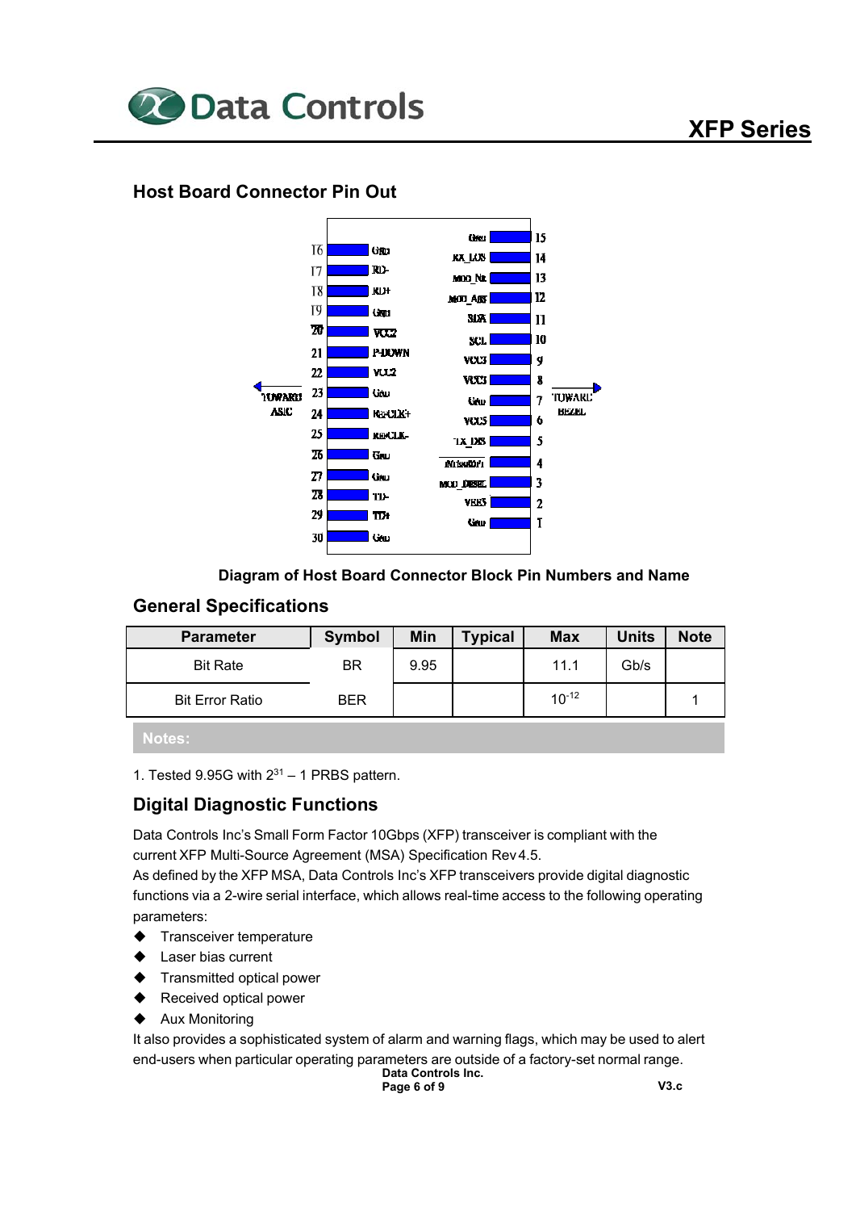## Host Board Connector Pin Out

| Pin | Name | Pin | Name |
|---|---|---|---|
| 16 | GND | 15 | GND |
| 17 | RD- | 14 | RX_LOS |
| 18 | RD+ | 13 | MOD_NR |
| 19 | GND | 12 | MOD_ABS |
| 20 | VCC2 | 11 | SDA |
| 21 | P-DOWN | 10 | SCL |
| 22 | VCC2 | 9 | VCC3 |
| 23 | GND | 8 | VCC3 |
| 24 | RefCLK+ | 7 | GND |
| 25 | RefCLK- | 6 | VCC5 |
| 26 | GND | 5 | TX_DIS |
| 27 | GND | 4 | Interrupt |
| 28 | TD- | 3 | MOD_DESEL |
| 29 | TD+ | 2 | VEE5 |
| 30 | GND | 1 | GND |

TOWARD ASIC ← → TOWARD BEZEL

**Diagram of Host Board Connector Block Pin Numbers and Name**

## General Specifications

| Parameter | Symbol | Min | Typical | Max | Units | Note |
|---|---|---|---|---|---|---|
| Bit Rate | BR | 9.95 | | 11.1 | Gb/s | |
| Bit Error Ratio | BER | | | $10^{-12}$ | | 1 |

**Notes:**

1. Tested 9.95G with $2^{31} - 1$ PRBS pattern.

## Digital Diagnostic Functions

Data Controls Inc's Small Form Factor 10Gbps (XFP) transceiver is compliant with the current XFP Multi-Source Agreement (MSA) Specification Rev 4.5.

As defined by the XFP MSA, Data Controls Inc's XFP transceivers provide digital diagnostic functions via a 2-wire serial interface, which allows real-time access to the following operating parameters:

- Transceiver temperature
- Laser bias current
- Transmitted optical power
- Received optical power
- Aux Monitoring

It also provides a sophisticated system of alarm and warning flags, which may be used to alert end-users when particular operating parameters are outside of a factory-set normal range.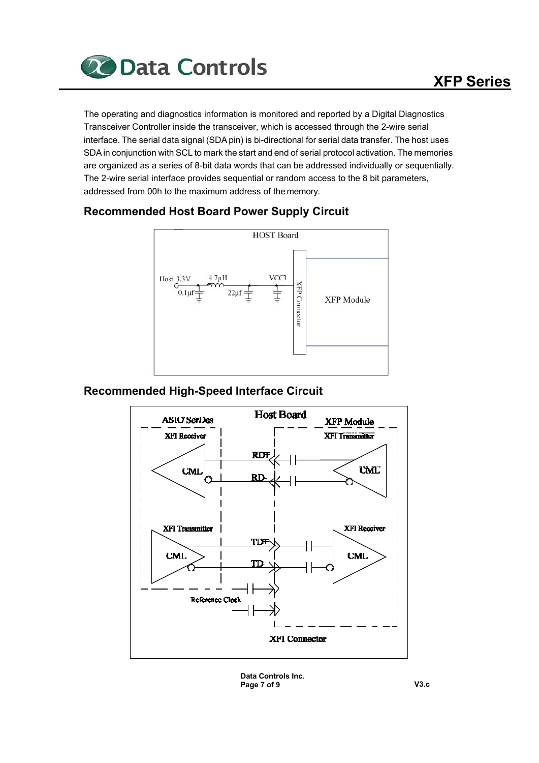The operating and diagnostics information is monitored and reported by a Digital Diagnostics Transceiver Controller inside the transceiver, which is accessed through the 2-wire serial interface. The serial data signal (SDA pin) is bi-directional for serial data transfer. The host uses SDA in conjunction with SCL to mark the start and end of serial protocol activation. The memories are organized as a series of 8-bit data words that can be addressed individually or sequentially. The 2-wire serial interface provides sequential or random access to the 8 bit parameters, addressed from 00h to the maximum address of the memory.

## Recommended Host Board Power Supply Circuit

HOST Board

Host+3.3V 4.7µH VCC3

0.1µf 22µf

XFP Connector

XFP Module

## Recommended High-Speed Interface Circuit

Host Board

ASIC SerDes

XFI Receiver

XFP Module

XFI Transmitter

RD+

CML

RD-

CML

XFI Transmitter

XFI Receiver

TD+

CML

TD-

CML

Reference Clock

XFI Connector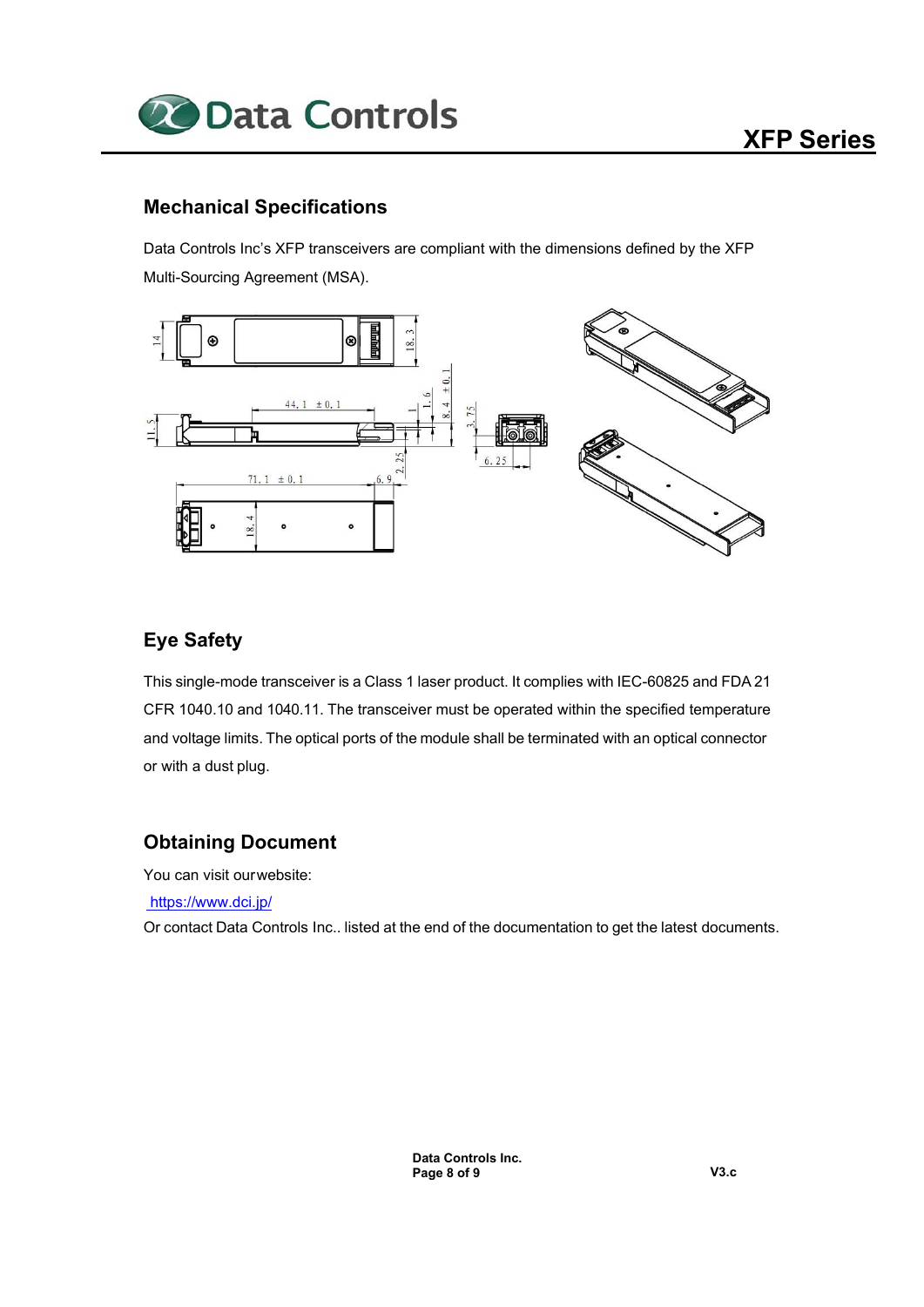## Mechanical Specifications

Data Controls Inc's XFP transceivers are compliant with the dimensions defined by the XFP Multi-Sourcing Agreement (MSA).

## Eye Safety

This single-mode transceiver is a Class 1 laser product. It complies with IEC-60825 and FDA 21 CFR 1040.10 and 1040.11. The transceiver must be operated within the specified temperature and voltage limits. The optical ports of the module shall be terminated with an optical connector or with a dust plug.

## Obtaining Document

You can visit ourwebsite:

https://www.dci.jp/

Or contact Data Controls Inc.. listed at the end of the documentation to get the latest documents.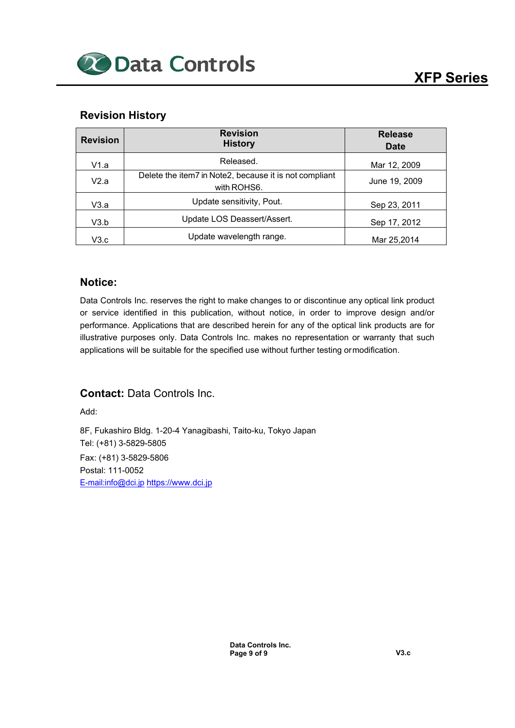## Revision History

| Revision | Revision History | Release Date |
|---|---|---|
| V1.a | Released. | Mar 12, 2009 |
| V2.a | Delete the item7 in Note2, because it is not compliant with ROHS6. | June 19, 2009 |
| V3.a | Update sensitivity, Pout. | Sep 23, 2011 |
| V3.b | Update LOS Deassert/Assert. | Sep 17, 2012 |
| V3.c | Update wavelength range. | Mar 25,2014 |

## Notice:

Data Controls Inc. reserves the right to make changes to or discontinue any optical link product or service identified in this publication, without notice, in order to improve design and/or performance. Applications that are described herein for any of the optical link products are for illustrative purposes only. Data Controls Inc. makes no representation or warranty that such applications will be suitable for the specified use without further testing or modification.

## **Contact:** Data Controls Inc.

Add:

8F, Fukashiro Bldg. 1-20-4 Yanagibashi, Taito-ku, Tokyo Japan
Tel: (+81) 3-5829-5805
Fax: (+81) 3-5829-5806
Postal: 111-0052
E-mail:info@dci.jp https://www.dci.jp